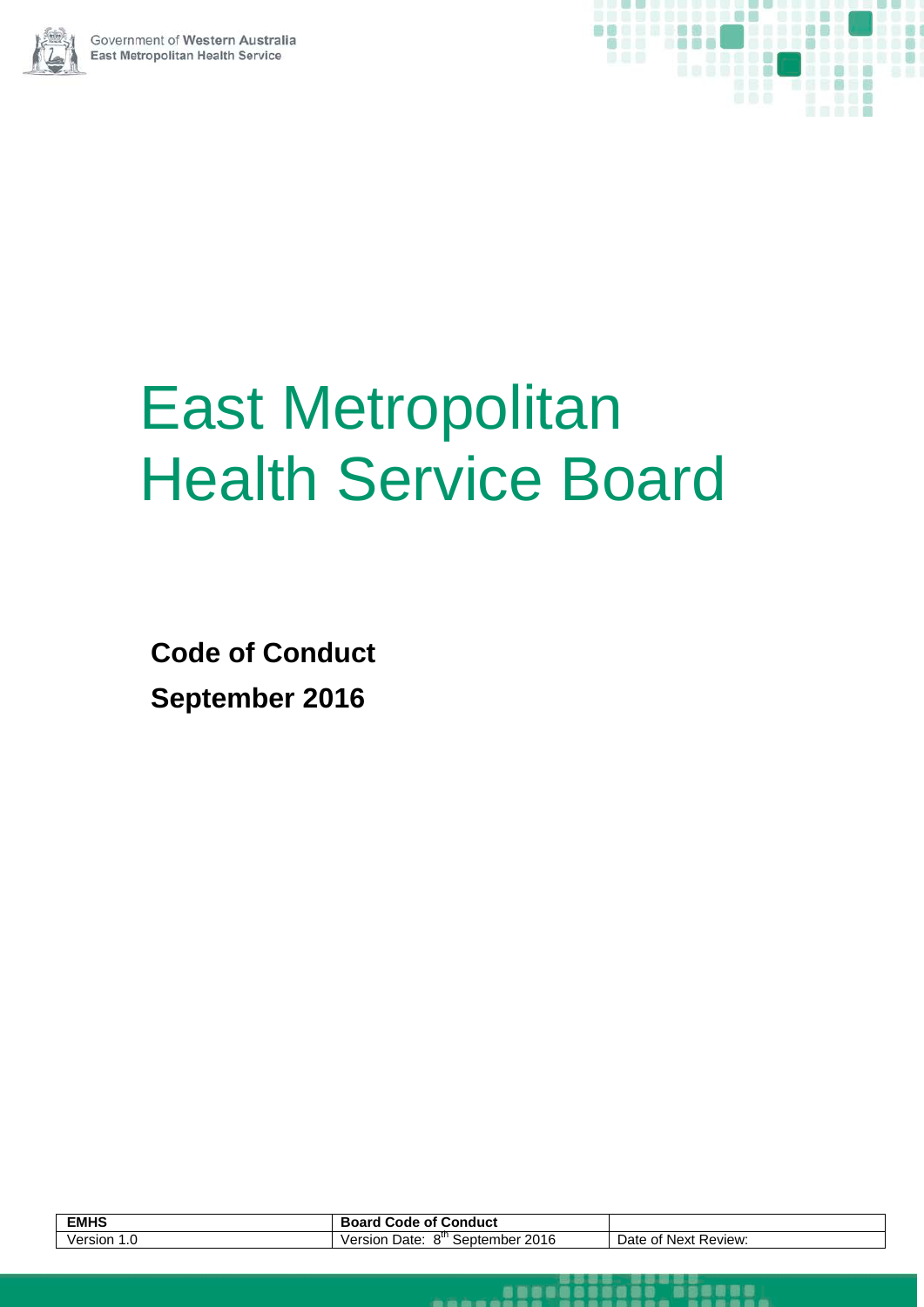Government of Western Australia
East Metropolitan Health Service

# East Metropolitan Health Service Board

**Code of Conduct**

**September 2016**

| EMHS | Board Code of Conduct | |
|---|---|---|
| Version 1.0 | Version Date: 8th September 2016 | Date of Next Review: |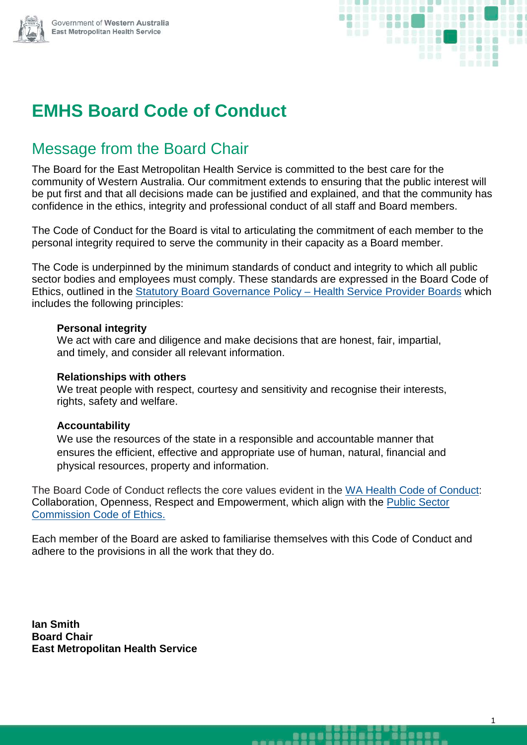# EMHS Board Code of Conduct

## Message from the Board Chair

The Board for the East Metropolitan Health Service is committed to the best care for the community of Western Australia. Our commitment extends to ensuring that the public interest will be put first and that all decisions made can be justified and explained, and that the community has confidence in the ethics, integrity and professional conduct of all staff and Board members.

The Code of Conduct for the Board is vital to articulating the commitment of each member to the personal integrity required to serve the community in their capacity as a Board member.

The Code is underpinned by the minimum standards of conduct and integrity to which all public sector bodies and employees must comply. These standards are expressed in the Board Code of Ethics, outlined in the Statutory Board Governance Policy – Health Service Provider Boards which includes the following principles:

**Personal integrity**
We act with care and diligence and make decisions that are honest, fair, impartial, and timely, and consider all relevant information.

**Relationships with others**
We treat people with respect, courtesy and sensitivity and recognise their interests, rights, safety and welfare.

**Accountability**
We use the resources of the state in a responsible and accountable manner that ensures the efficient, effective and appropriate use of human, natural, financial and physical resources, property and information.

The Board Code of Conduct reflects the core values evident in the WA Health Code of Conduct: Collaboration, Openness, Respect and Empowerment, which align with the Public Sector Commission Code of Ethics.

Each member of the Board are asked to familiarise themselves with this Code of Conduct and adhere to the provisions in all the work that they do.

**Ian Smith**
**Board Chair**
**East Metropolitan Health Service**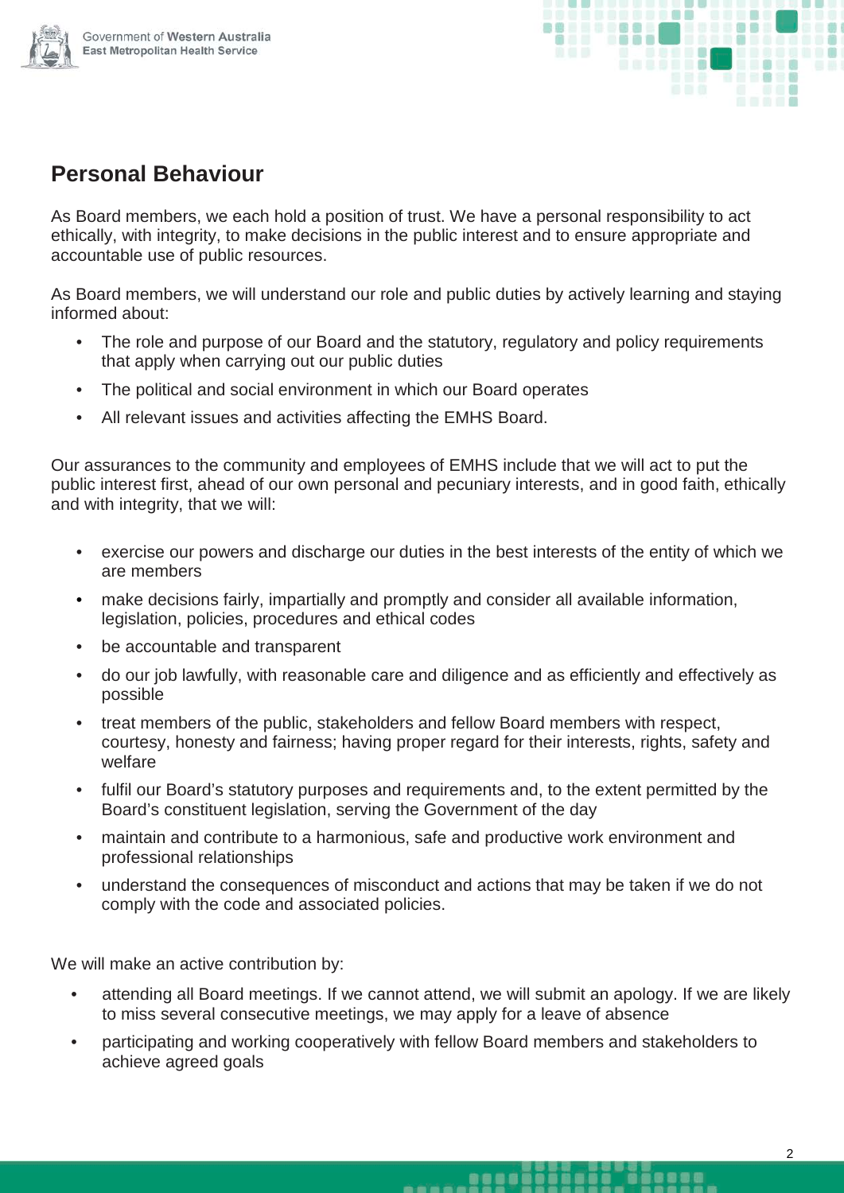## Personal Behaviour

As Board members, we each hold a position of trust. We have a personal responsibility to act ethically, with integrity, to make decisions in the public interest and to ensure appropriate and accountable use of public resources.

As Board members, we will understand our role and public duties by actively learning and staying informed about:

- The role and purpose of our Board and the statutory, regulatory and policy requirements that apply when carrying out our public duties
- The political and social environment in which our Board operates
- All relevant issues and activities affecting the EMHS Board.

Our assurances to the community and employees of EMHS include that we will act to put the public interest first, ahead of our own personal and pecuniary interests, and in good faith, ethically and with integrity, that we will:

- exercise our powers and discharge our duties in the best interests of the entity of which we are members
- make decisions fairly, impartially and promptly and consider all available information, legislation, policies, procedures and ethical codes
- be accountable and transparent
- do our job lawfully, with reasonable care and diligence and as efficiently and effectively as possible
- treat members of the public, stakeholders and fellow Board members with respect, courtesy, honesty and fairness; having proper regard for their interests, rights, safety and welfare
- fulfil our Board's statutory purposes and requirements and, to the extent permitted by the Board's constituent legislation, serving the Government of the day
- maintain and contribute to a harmonious, safe and productive work environment and professional relationships
- understand the consequences of misconduct and actions that may be taken if we do not comply with the code and associated policies.

We will make an active contribution by:

- attending all Board meetings. If we cannot attend, we will submit an apology. If we are likely to miss several consecutive meetings, we may apply for a leave of absence
- participating and working cooperatively with fellow Board members and stakeholders to achieve agreed goals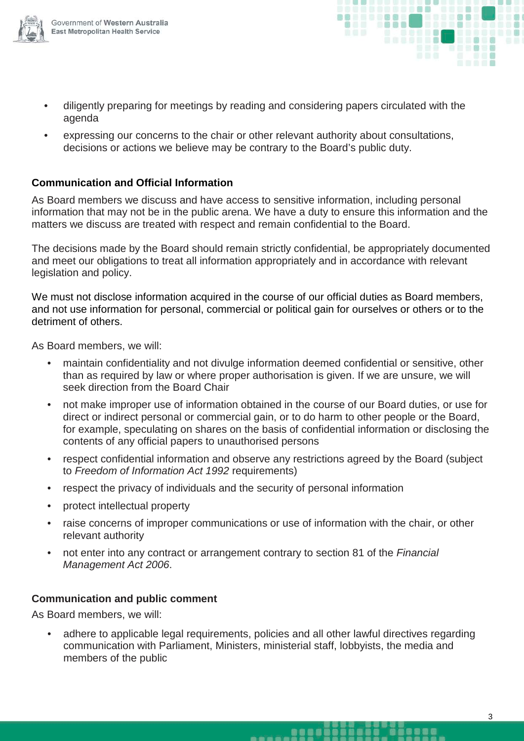- diligently preparing for meetings by reading and considering papers circulated with the agenda
- expressing our concerns to the chair or other relevant authority about consultations, decisions or actions we believe may be contrary to the Board's public duty.

**Communication and Official Information**

As Board members we discuss and have access to sensitive information, including personal information that may not be in the public arena. We have a duty to ensure this information and the matters we discuss are treated with respect and remain confidential to the Board.

The decisions made by the Board should remain strictly confidential, be appropriately documented and meet our obligations to treat all information appropriately and in accordance with relevant legislation and policy.

We must not disclose information acquired in the course of our official duties as Board members, and not use information for personal, commercial or political gain for ourselves or others or to the detriment of others.

As Board members, we will:

- maintain confidentiality and not divulge information deemed confidential or sensitive, other than as required by law or where proper authorisation is given. If we are unsure, we will seek direction from the Board Chair
- not make improper use of information obtained in the course of our Board duties, or use for direct or indirect personal or commercial gain, or to do harm to other people or the Board, for example, speculating on shares on the basis of confidential information or disclosing the contents of any official papers to unauthorised persons
- respect confidential information and observe any restrictions agreed by the Board (subject to *Freedom of Information Act 1992* requirements)
- respect the privacy of individuals and the security of personal information
- protect intellectual property
- raise concerns of improper communications or use of information with the chair, or other relevant authority
- not enter into any contract or arrangement contrary to section 81 of the *Financial Management Act 2006*.

**Communication and public comment**

As Board members, we will:

- adhere to applicable legal requirements, policies and all other lawful directives regarding communication with Parliament, Ministers, ministerial staff, lobbyists, the media and members of the public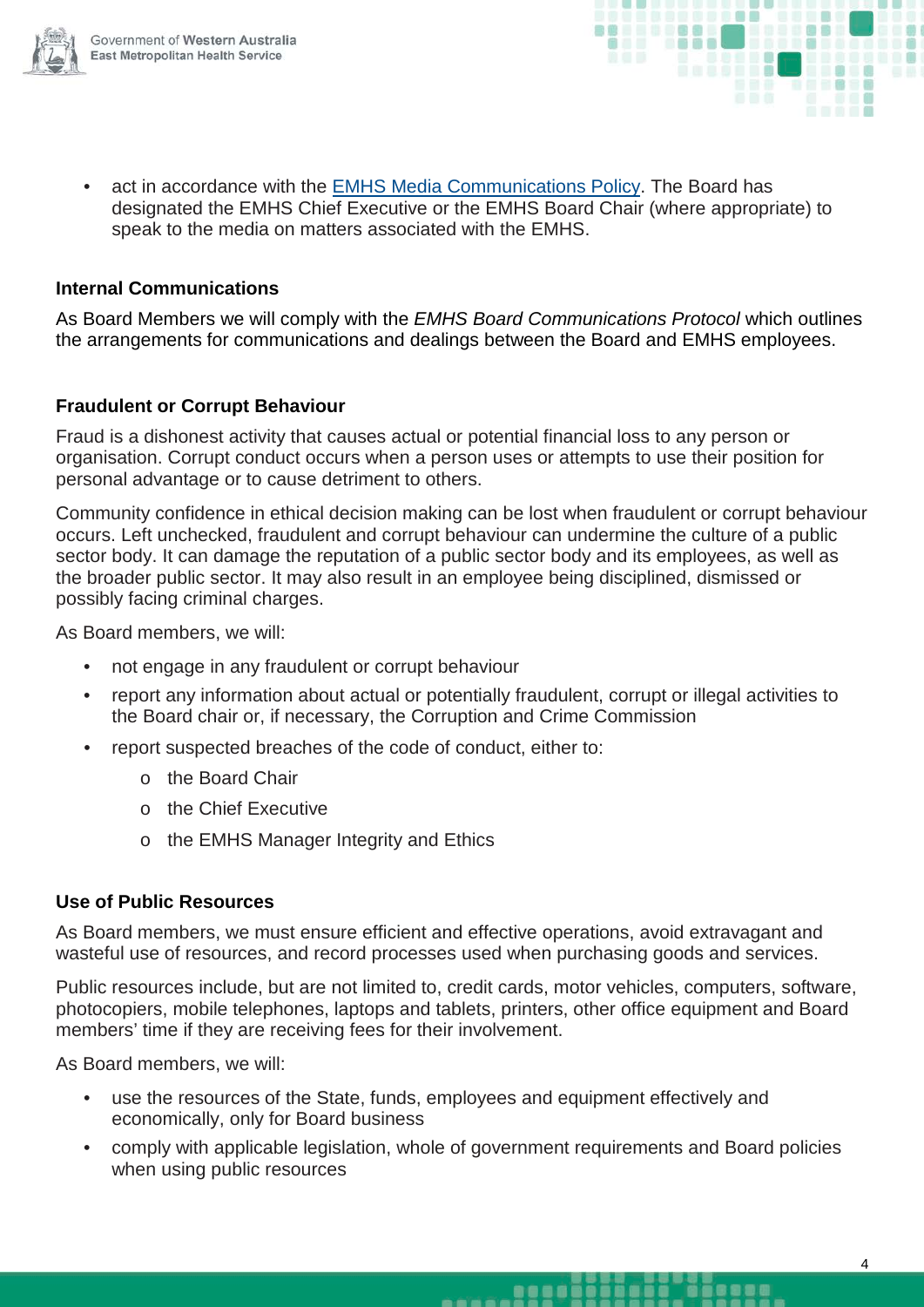- act in accordance with the [EMHS Media Communications Policy](). The Board has designated the EMHS Chief Executive or the EMHS Board Chair (where appropriate) to speak to the media on matters associated with the EMHS.

### Internal Communications

As Board Members we will comply with the *EMHS Board Communications Protocol* which outlines the arrangements for communications and dealings between the Board and EMHS employees.

### Fraudulent or Corrupt Behaviour

Fraud is a dishonest activity that causes actual or potential financial loss to any person or organisation. Corrupt conduct occurs when a person uses or attempts to use their position for personal advantage or to cause detriment to others.

Community confidence in ethical decision making can be lost when fraudulent or corrupt behaviour occurs. Left unchecked, fraudulent and corrupt behaviour can undermine the culture of a public sector body. It can damage the reputation of a public sector body and its employees, as well as the broader public sector. It may also result in an employee being disciplined, dismissed or possibly facing criminal charges.

As Board members, we will:

- not engage in any fraudulent or corrupt behaviour
- report any information about actual or potentially fraudulent, corrupt or illegal activities to the Board chair or, if necessary, the Corruption and Crime Commission
- report suspected breaches of the code of conduct, either to:
  - the Board Chair
  - the Chief Executive
  - the EMHS Manager Integrity and Ethics

### Use of Public Resources

As Board members, we must ensure efficient and effective operations, avoid extravagant and wasteful use of resources, and record processes used when purchasing goods and services.

Public resources include, but are not limited to, credit cards, motor vehicles, computers, software, photocopiers, mobile telephones, laptops and tablets, printers, other office equipment and Board members' time if they are receiving fees for their involvement.

As Board members, we will:

- use the resources of the State, funds, employees and equipment effectively and economically, only for Board business
- comply with applicable legislation, whole of government requirements and Board policies when using public resources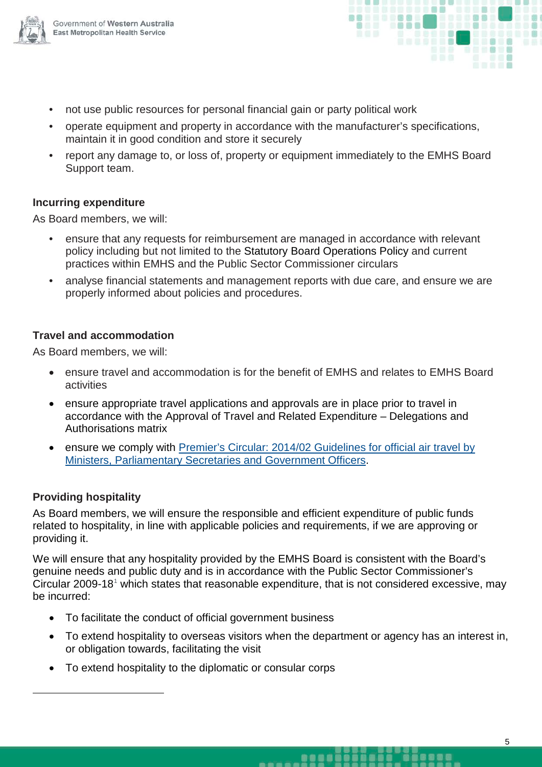- not use public resources for personal financial gain or party political work
- operate equipment and property in accordance with the manufacturer's specifications, maintain it in good condition and store it securely
- report any damage to, or loss of, property or equipment immediately to the EMHS Board Support team.

**Incurring expenditure**

As Board members, we will:

- ensure that any requests for reimbursement are managed in accordance with relevant policy including but not limited to the Statutory Board Operations Policy and current practices within EMHS and the Public Sector Commissioner circulars
- analyse financial statements and management reports with due care, and ensure we are properly informed about policies and procedures.

**Travel and accommodation**

As Board members, we will:

- ensure travel and accommodation is for the benefit of EMHS and relates to EMHS Board activities
- ensure appropriate travel applications and approvals are in place prior to travel in accordance with the Approval of Travel and Related Expenditure – Delegations and Authorisations matrix
- ensure we comply with Premier's Circular: 2014/02 Guidelines for official air travel by Ministers, Parliamentary Secretaries and Government Officers.

**Providing hospitality**

As Board members, we will ensure the responsible and efficient expenditure of public funds related to hospitality, in line with applicable policies and requirements, if we are approving or providing it.

We will ensure that any hospitality provided by the EMHS Board is consistent with the Board's genuine needs and public duty and is in accordance with the Public Sector Commissioner's Circular 2009-18[1] which states that reasonable expenditure, that is not considered excessive, may be incurred:

- To facilitate the conduct of official government business
- To extend hospitality to overseas visitors when the department or agency has an interest in, or obligation towards, facilitating the visit
- To extend hospitality to the diplomatic or consular corps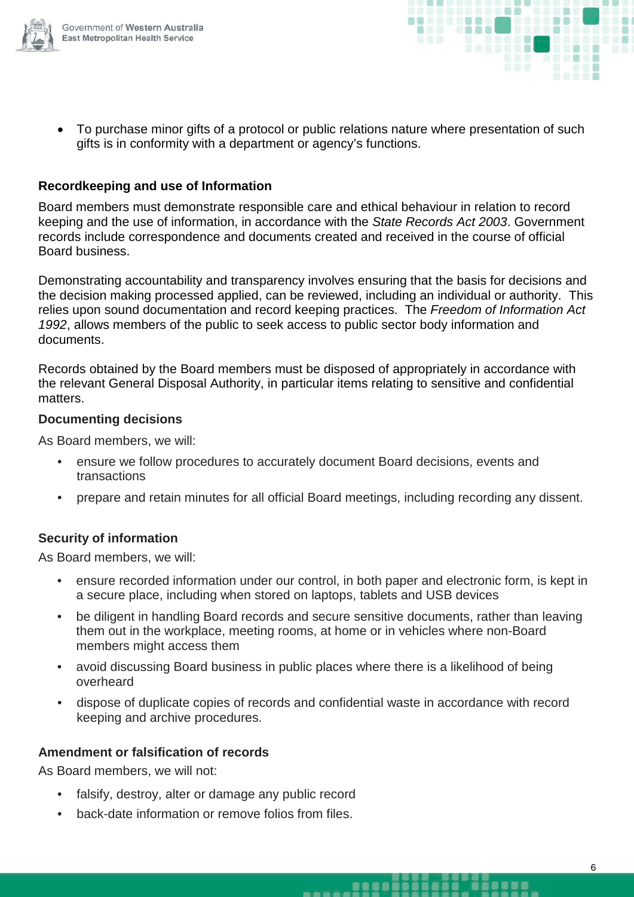- To purchase minor gifts of a protocol or public relations nature where presentation of such gifts is in conformity with a department or agency's functions.

### Recordkeeping and use of Information

Board members must demonstrate responsible care and ethical behaviour in relation to record keeping and the use of information, in accordance with the *State Records Act 2003*. Government records include correspondence and documents created and received in the course of official Board business.

Demonstrating accountability and transparency involves ensuring that the basis for decisions and the decision making processed applied, can be reviewed, including an individual or authority. This relies upon sound documentation and record keeping practices. The *Freedom of Information Act 1992*, allows members of the public to seek access to public sector body information and documents.

Records obtained by the Board members must be disposed of appropriately in accordance with the relevant General Disposal Authority, in particular items relating to sensitive and confidential matters.

### Documenting decisions

As Board members, we will:

- ensure we follow procedures to accurately document Board decisions, events and transactions
- prepare and retain minutes for all official Board meetings, including recording any dissent.

### Security of information

As Board members, we will:

- ensure recorded information under our control, in both paper and electronic form, is kept in a secure place, including when stored on laptops, tablets and USB devices
- be diligent in handling Board records and secure sensitive documents, rather than leaving them out in the workplace, meeting rooms, at home or in vehicles where non-Board members might access them
- avoid discussing Board business in public places where there is a likelihood of being overheard
- dispose of duplicate copies of records and confidential waste in accordance with record keeping and archive procedures.

### Amendment or falsification of records

As Board members, we will not:

- falsify, destroy, alter or damage any public record
- back-date information or remove folios from files.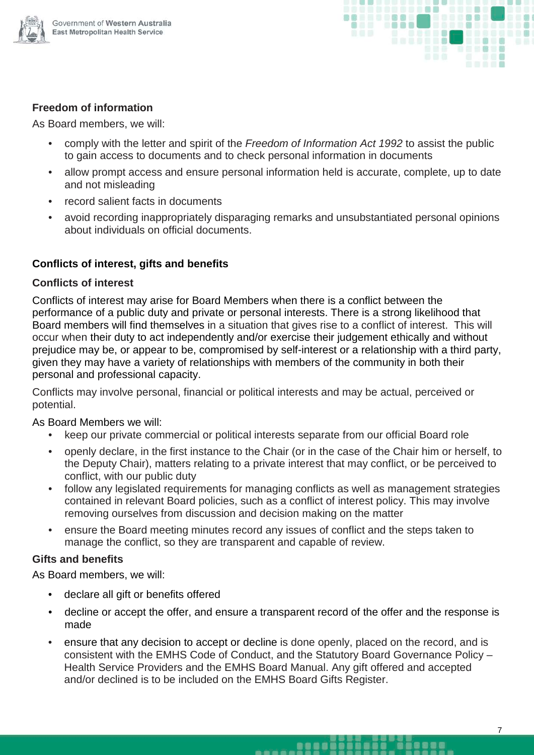### Freedom of information

As Board members, we will:

- comply with the letter and spirit of the *Freedom of Information Act 1992* to assist the public to gain access to documents and to check personal information in documents
- allow prompt access and ensure personal information held is accurate, complete, up to date and not misleading
- record salient facts in documents
- avoid recording inappropriately disparaging remarks and unsubstantiated personal opinions about individuals on official documents.

### Conflicts of interest, gifts and benefits

#### Conflicts of interest

Conflicts of interest may arise for Board Members when there is a conflict between the performance of a public duty and private or personal interests. There is a strong likelihood that Board members will find themselves in a situation that gives rise to a conflict of interest. This will occur when their duty to act independently and/or exercise their judgement ethically and without prejudice may be, or appear to be, compromised by self-interest or a relationship with a third party, given they may have a variety of relationships with members of the community in both their personal and professional capacity.

Conflicts may involve personal, financial or political interests and may be actual, perceived or potential.

As Board Members we will:

- keep our private commercial or political interests separate from our official Board role
- openly declare, in the first instance to the Chair (or in the case of the Chair him or herself, to the Deputy Chair), matters relating to a private interest that may conflict, or be perceived to conflict, with our public duty
- follow any legislated requirements for managing conflicts as well as management strategies contained in relevant Board policies, such as a conflict of interest policy. This may involve removing ourselves from discussion and decision making on the matter
- ensure the Board meeting minutes record any issues of conflict and the steps taken to manage the conflict, so they are transparent and capable of review.

#### Gifts and benefits

As Board members, we will:

- declare all gift or benefits offered
- decline or accept the offer, and ensure a transparent record of the offer and the response is made
- ensure that any decision to accept or decline is done openly, placed on the record, and is consistent with the EMHS Code of Conduct, and the Statutory Board Governance Policy – Health Service Providers and the EMHS Board Manual. Any gift offered and accepted and/or declined is to be included on the EMHS Board Gifts Register.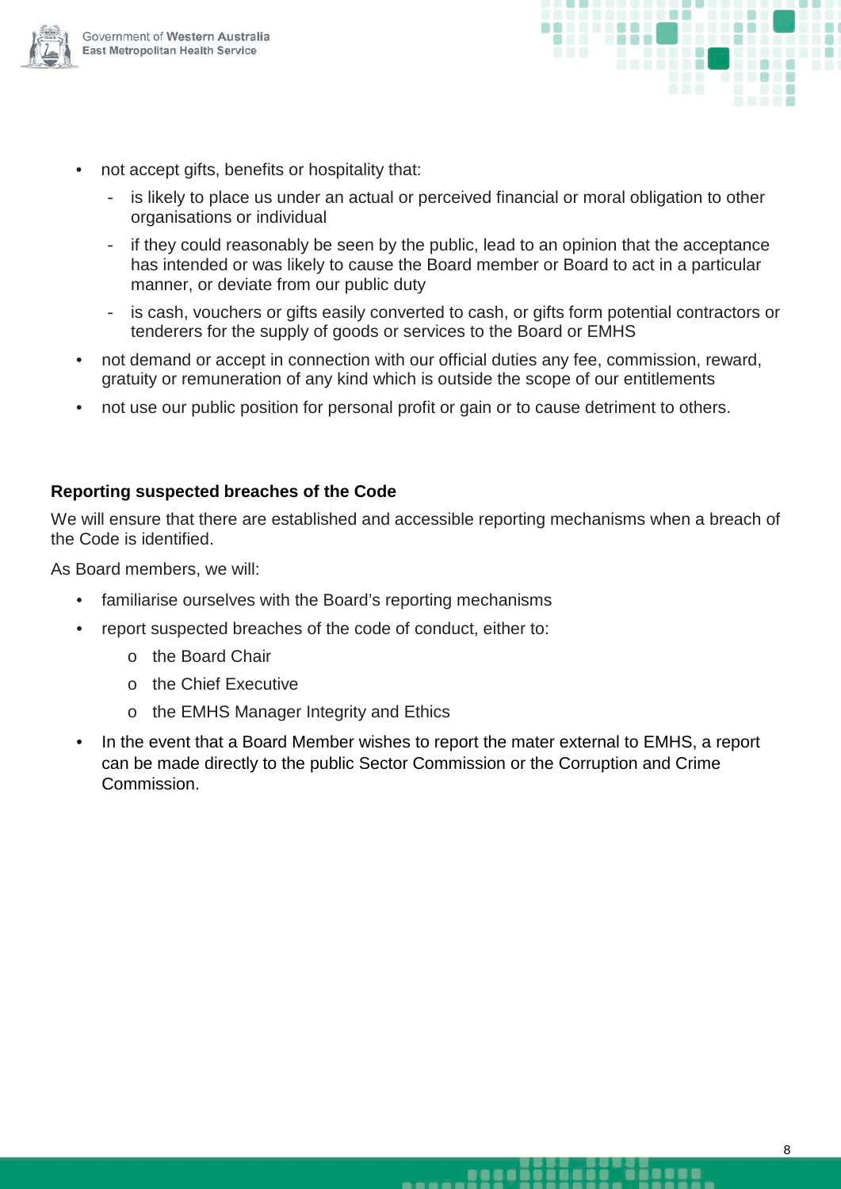- not accept gifts, benefits or hospitality that:
  - is likely to place us under an actual or perceived financial or moral obligation to other organisations or individual
  - if they could reasonably be seen by the public, lead to an opinion that the acceptance has intended or was likely to cause the Board member or Board to act in a particular manner, or deviate from our public duty
  - is cash, vouchers or gifts easily converted to cash, or gifts form potential contractors or tenderers for the supply of goods or services to the Board or EMHS
- not demand or accept in connection with our official duties any fee, commission, reward, gratuity or remuneration of any kind which is outside the scope of our entitlements
- not use our public position for personal profit or gain or to cause detriment to others.

**Reporting suspected breaches of the Code**

We will ensure that there are established and accessible reporting mechanisms when a breach of the Code is identified.

As Board members, we will:

- familiarise ourselves with the Board's reporting mechanisms
- report suspected breaches of the code of conduct, either to:
  - the Board Chair
  - the Chief Executive
  - the EMHS Manager Integrity and Ethics
- In the event that a Board Member wishes to report the mater external to EMHS, a report can be made directly to the public Sector Commission or the Corruption and Crime Commission.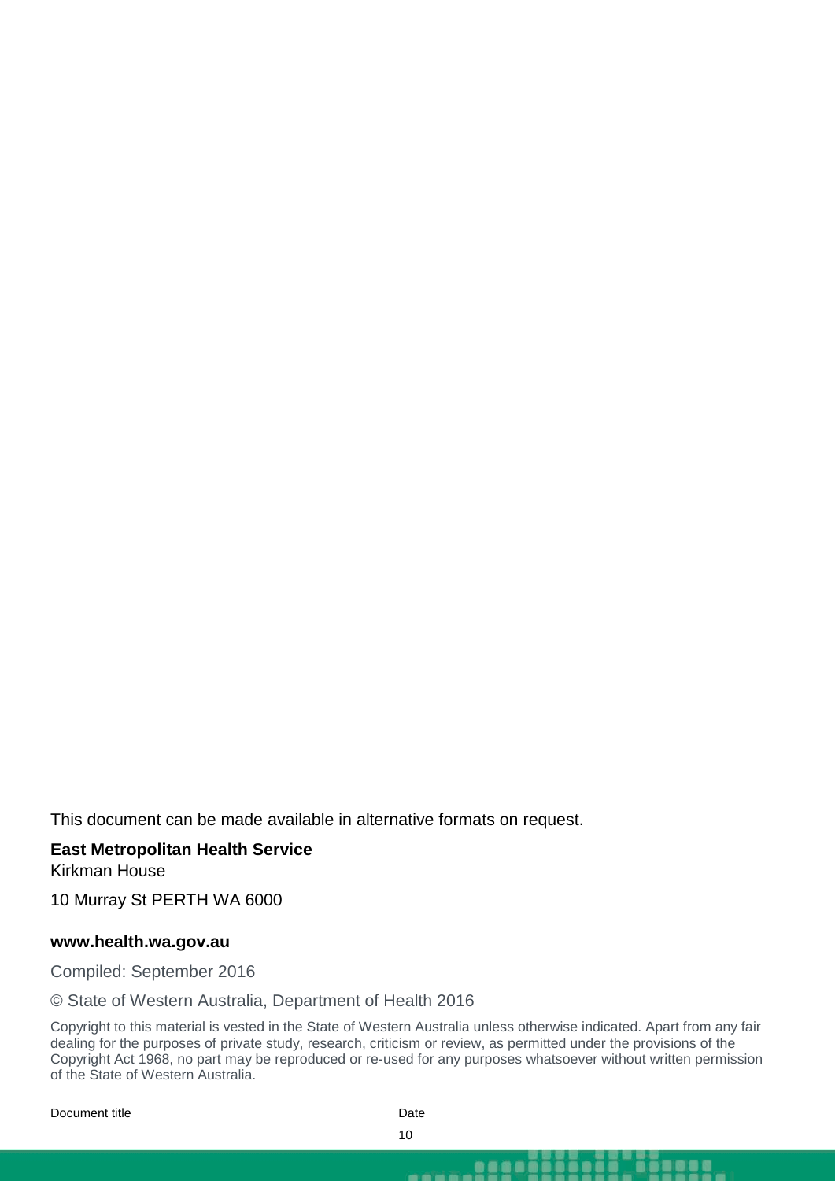This document can be made available in alternative formats on request.

**East Metropolitan Health Service**
Kirkman House

10 Murray St PERTH WA 6000

**www.health.wa.gov.au**

Compiled: September 2016

© State of Western Australia, Department of Health 2016

Copyright to this material is vested in the State of Western Australia unless otherwise indicated. Apart from any fair dealing for the purposes of private study, research, criticism or review, as permitted under the provisions of the Copyright Act 1968, no part may be reproduced or re-used for any purposes whatsoever without written permission of the State of Western Australia.